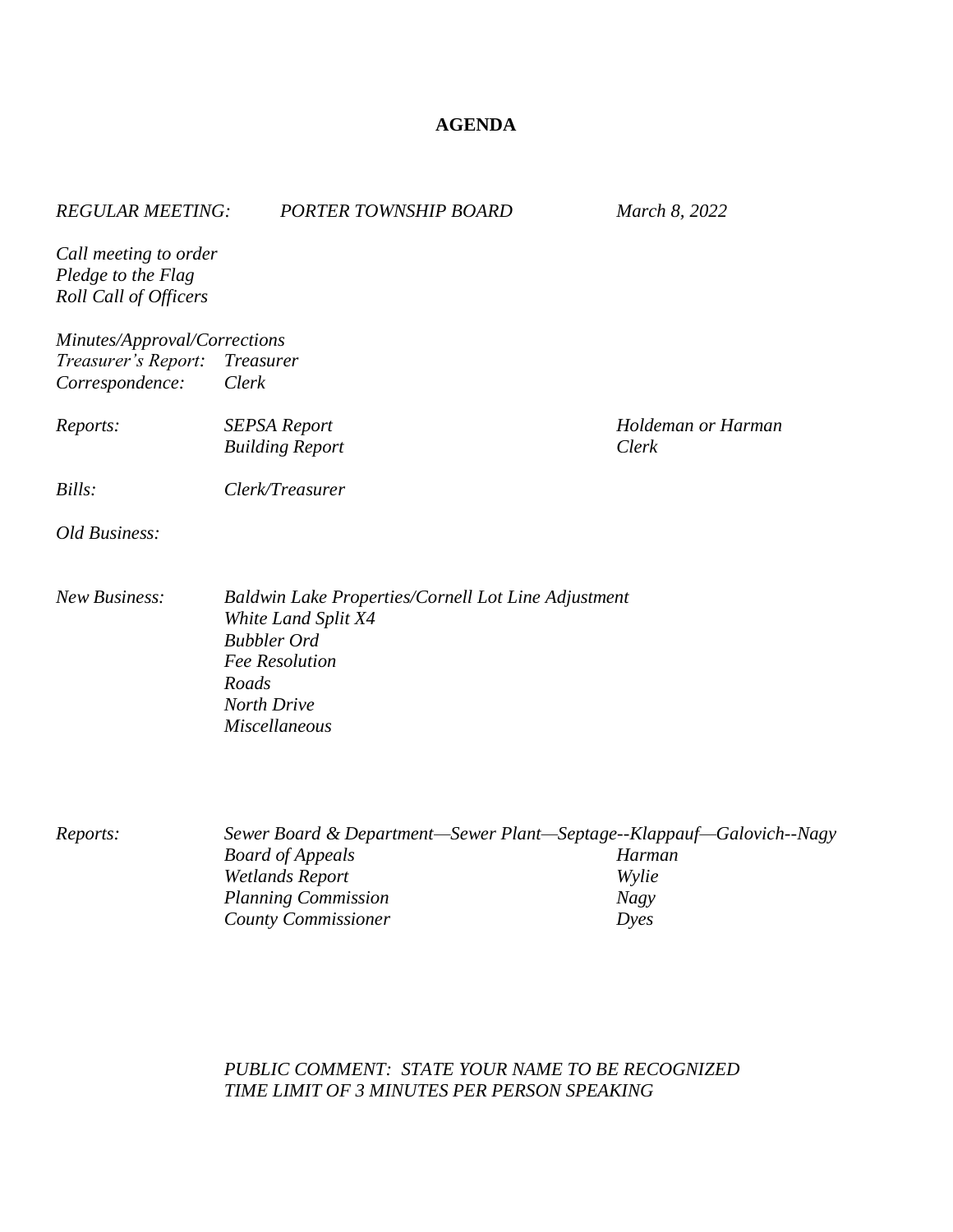# AGENDA

*REGULAR MEETING:* *PORTER TOWNSHIP BOARD* *March 8, 2022*

*Call meeting to order*
*Pledge to the Flag*
*Roll Call of Officers*

*Minutes/Approval/Corrections*
*Treasurer's Report:* *Treasurer*
*Correspondence:* *Clerk*

| | | |
|---|---|---|
| *Reports:* | *SEPSA Report* | *Holdeman or Harman* |
| | *Building Report* | *Clerk* |

*Bills:* *Clerk/Treasurer*

*Old Business:*

*New Business:*
- *Baldwin Lake Properties/Cornell Lot Line Adjustment*
- *White Land Split X4*
- *Bubbler Ord*
- *Fee Resolution*
- *Roads*
- *North Drive*
- *Miscellaneous*

*Reports:* *Sewer Board & Department—Sewer Plant—Septage--Klappauf—Galovich--Nagy*

| | |
|---|---|
| *Board of Appeals* | *Harman* |
| *Wetlands Report* | *Wylie* |
| *Planning Commission* | *Nagy* |
| *County Commissioner* | *Dyes* |

*PUBLIC COMMENT: STATE YOUR NAME TO BE RECOGNIZED*
*TIME LIMIT OF 3 MINUTES PER PERSON SPEAKING*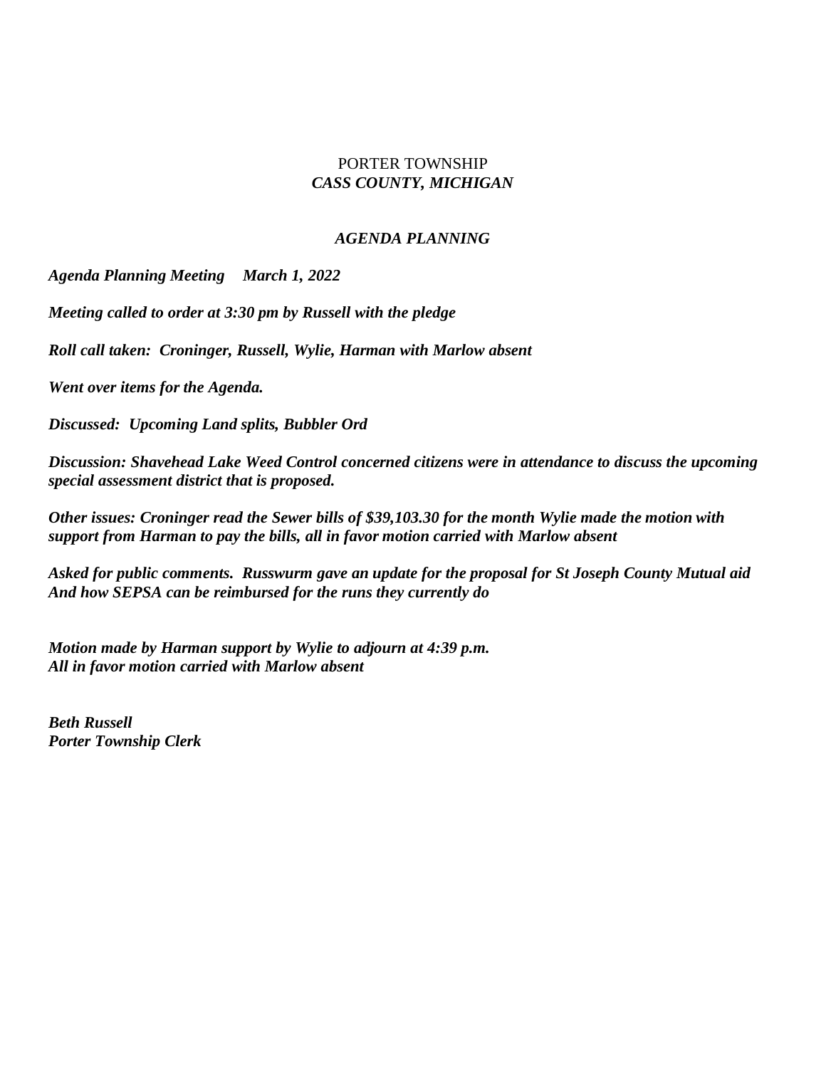PORTER TOWNSHIP
***CASS COUNTY, MICHIGAN***

***AGENDA PLANNING***

***Agenda Planning Meeting    March 1, 2022***

***Meeting called to order at 3:30 pm by Russell with the pledge***

***Roll call taken:  Croninger, Russell, Wylie, Harman with Marlow absent***

***Went over items for the Agenda.***

***Discussed:  Upcoming Land splits, Bubbler Ord***

***Discussion: Shavehead Lake Weed Control concerned citizens were in attendance to discuss the upcoming special assessment district that is proposed.***

***Other issues: Croninger read the Sewer bills of $39,103.30 for the month Wylie made the motion with support from Harman to pay the bills, all in favor motion carried with Marlow absent***

***Asked for public comments.  Russwurm gave an update for the proposal for St Joseph County Mutual aid And how SEPSA can be reimbursed for the runs they currently do***

***Motion made by Harman support by Wylie to adjourn at 4:39 p.m.***
***All in favor motion carried with Marlow absent***

***Beth Russell***
***Porter Township Clerk***